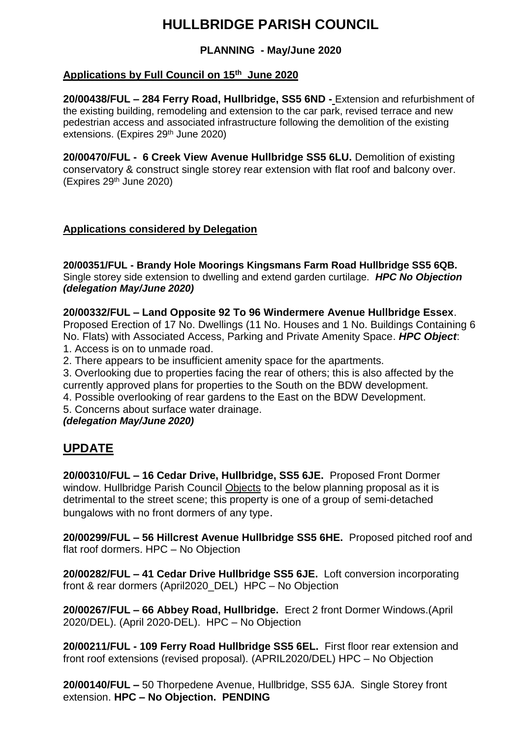# HULLBRIDGE PARISH COUNCIL

**PLANNING - May/June 2020**

**Applications by Full Council on 15th June 2020**

**20/00438/FUL – 284 Ferry Road, Hullbridge, SS5 6ND -** Extension and refurbishment of the existing building, remodeling and extension to the car park, revised terrace and new pedestrian access and associated infrastructure following the demolition of the existing extensions. (Expires 29th June 2020)

**20/00470/FUL - 6 Creek View Avenue Hullbridge SS5 6LU.** Demolition of existing conservatory & construct single storey rear extension with flat roof and balcony over. (Expires 29th June 2020)

**Applications considered by Delegation**

**20/00351/FUL - Brandy Hole Moorings Kingsmans Farm Road Hullbridge SS5 6QB.** Single storey side extension to dwelling and extend garden curtilage. ***HPC No Objection (delegation May/June 2020)***

**20/00332/FUL – Land Opposite 92 To 96 Windermere Avenue Hullbridge Essex**. Proposed Erection of 17 No. Dwellings (11 No. Houses and 1 No. Buildings Containing 6 No. Flats) with Associated Access, Parking and Private Amenity Space. ***HPC Object***:

1. Access is on to unmade road.
2. There appears to be insufficient amenity space for the apartments.
3. Overlooking due to properties facing the rear of others; this is also affected by the currently approved plans for properties to the South on the BDW development.
4. Possible overlooking of rear gardens to the East on the BDW Development.
5. Concerns about surface water drainage.

***(delegation May/June 2020)***

## UPDATE

**20/00310/FUL – 16 Cedar Drive, Hullbridge, SS5 6JE.** Proposed Front Dormer window. Hullbridge Parish Council Objects to the below planning proposal as it is detrimental to the street scene; this property is one of a group of semi-detached bungalows with no front dormers of any type.

**20/00299/FUL – 56 Hillcrest Avenue Hullbridge SS5 6HE.** Proposed pitched roof and flat roof dormers. HPC – No Objection

**20/00282/FUL – 41 Cedar Drive Hullbridge SS5 6JE.** Loft conversion incorporating front & rear dormers (April2020_DEL) HPC – No Objection

**20/00267/FUL – 66 Abbey Road, Hullbridge.** Erect 2 front Dormer Windows.(April 2020/DEL). (April 2020-DEL). HPC – No Objection

**20/00211/FUL - 109 Ferry Road Hullbridge SS5 6EL.** First floor rear extension and front roof extensions (revised proposal). (APRIL2020/DEL) HPC – No Objection

**20/00140/FUL –** 50 Thorpedene Avenue, Hullbridge, SS5 6JA. Single Storey front extension. **HPC – No Objection. PENDING**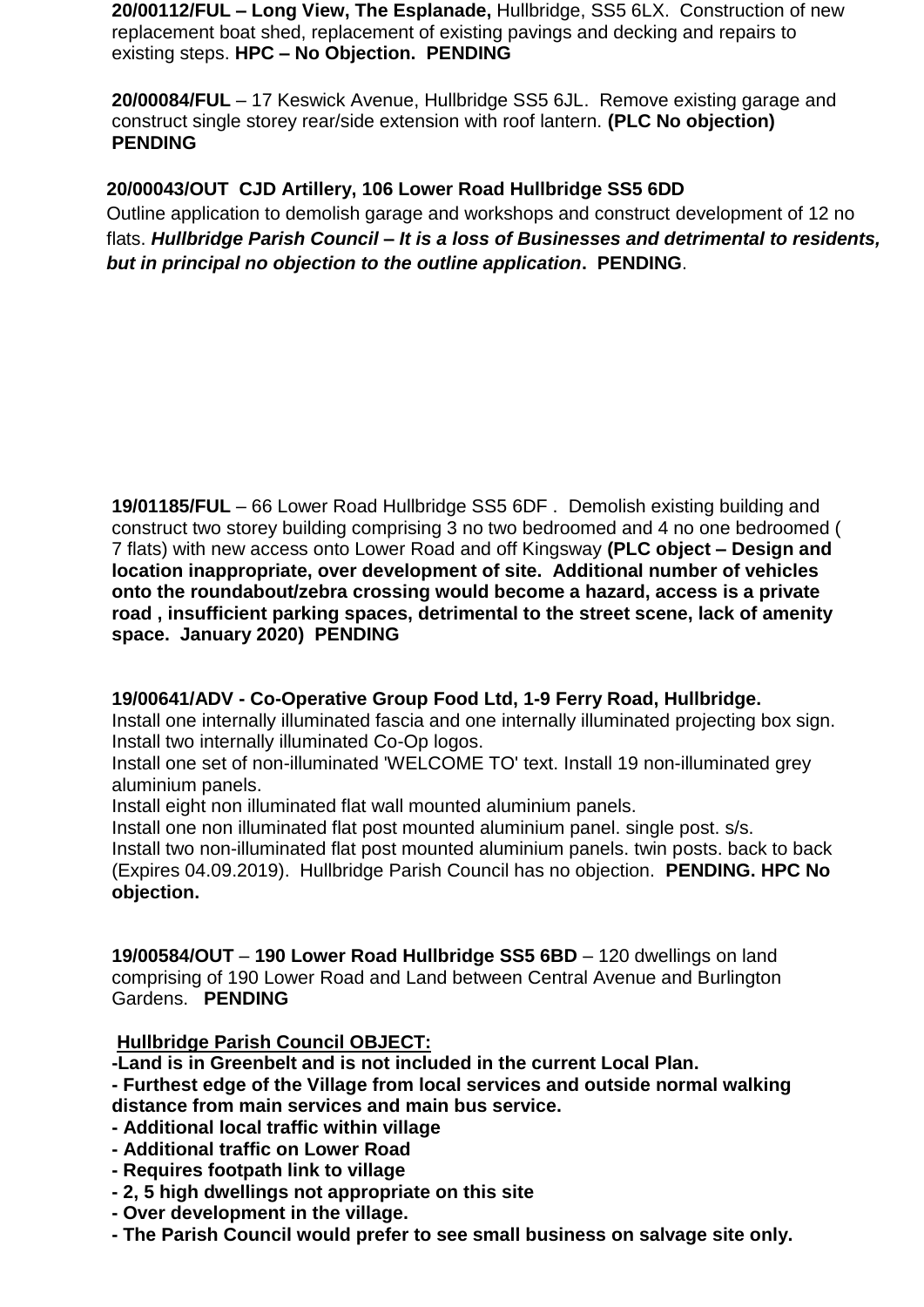**20/00112/FUL – Long View, The Esplanade,** Hullbridge, SS5 6LX. Construction of new replacement boat shed, replacement of existing pavings and decking and repairs to existing steps. **HPC – No Objection. PENDING**

**20/00084/FUL** – 17 Keswick Avenue, Hullbridge SS5 6JL. Remove existing garage and construct single storey rear/side extension with roof lantern. **(PLC No objection) PENDING**

**20/00043/OUT CJD Artillery, 106 Lower Road Hullbridge SS5 6DD**
Outline application to demolish garage and workshops and construct development of 12 no flats. ***Hullbridge Parish Council – It is a loss of Businesses and detrimental to residents, but in principal no objection to the outline application*. PENDING**.

**19/01185/FUL** – 66 Lower Road Hullbridge SS5 6DF . Demolish existing building and construct two storey building comprising 3 no two bedroomed and 4 no one bedroomed ( 7 flats) with new access onto Lower Road and off Kingsway **(PLC object – Design and location inappropriate, over development of site. Additional number of vehicles onto the roundabout/zebra crossing would become a hazard, access is a private road , insufficient parking spaces, detrimental to the street scene, lack of amenity space. January 2020) PENDING**

**19/00641/ADV - Co-Operative Group Food Ltd, 1-9 Ferry Road, Hullbridge.**
Install one internally illuminated fascia and one internally illuminated projecting box sign. Install two internally illuminated Co-Op logos.
Install one set of non-illuminated 'WELCOME TO' text. Install 19 non-illuminated grey aluminium panels.
Install eight non illuminated flat wall mounted aluminium panels.
Install one non illuminated flat post mounted aluminium panel. single post. s/s.
Install two non-illuminated flat post mounted aluminium panels. twin posts. back to back (Expires 04.09.2019). Hullbridge Parish Council has no objection. **PENDING. HPC No objection.**

**19/00584/OUT** – **190 Lower Road Hullbridge SS5 6BD** – 120 dwellings on land comprising of 190 Lower Road and Land between Central Avenue and Burlington Gardens. **PENDING**

**<u>Hullbridge Parish Council OBJECT:</u>**
**-Land is in Greenbelt and is not included in the current Local Plan.**
**- Furthest edge of the Village from local services and outside normal walking distance from main services and main bus service.**
**- Additional local traffic within village**
**- Additional traffic on Lower Road**
**- Requires footpath link to village**
**- 2, 5 high dwellings not appropriate on this site**
**- Over development in the village.**
**- The Parish Council would prefer to see small business on salvage site only.**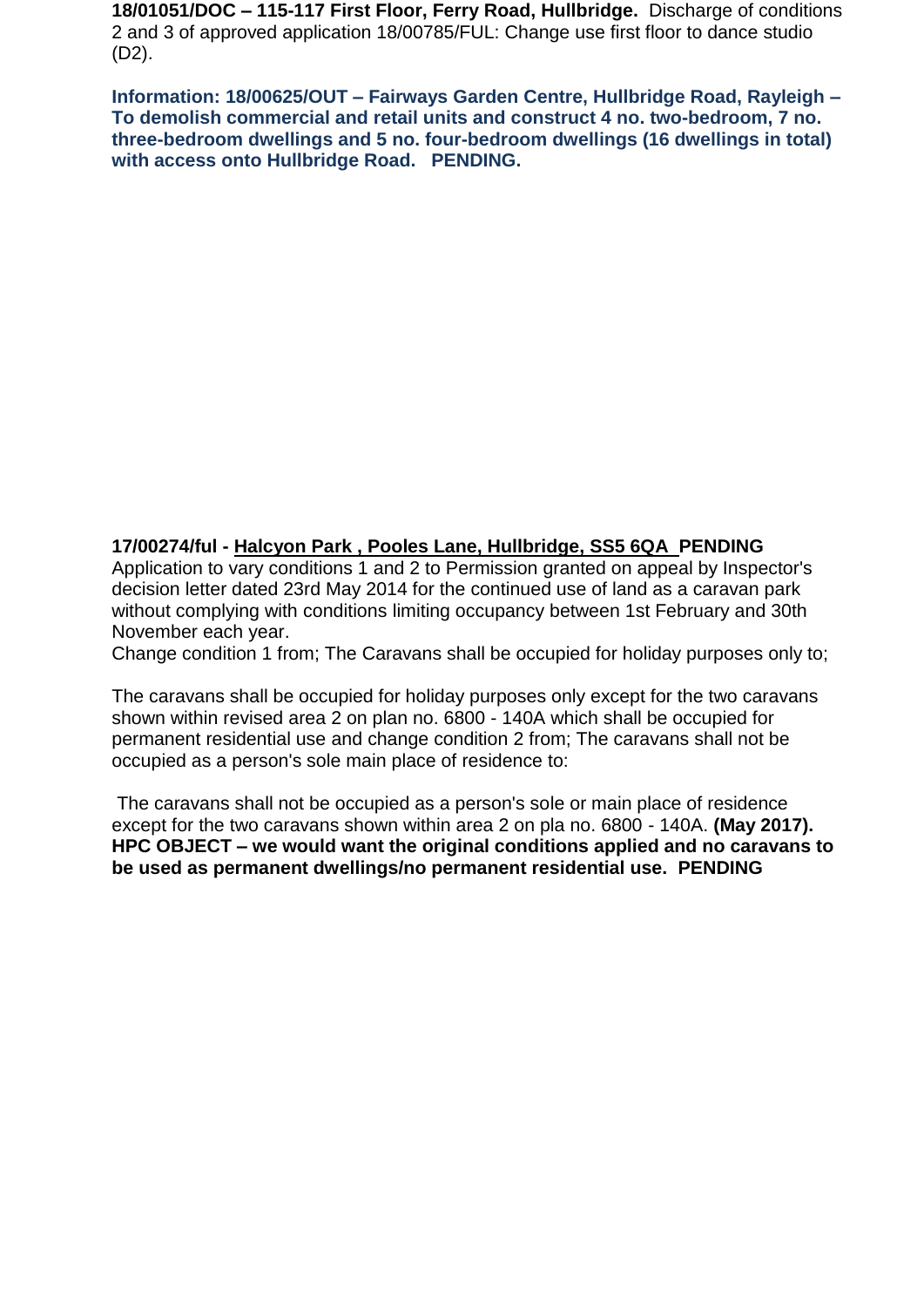**18/01051/DOC – 115-117 First Floor, Ferry Road, Hullbridge.** Discharge of conditions 2 and 3 of approved application 18/00785/FUL: Change use first floor to dance studio (D2).

**Information: 18/00625/OUT – Fairways Garden Centre, Hullbridge Road, Rayleigh – To demolish commercial and retail units and construct 4 no. two-bedroom, 7 no. three-bedroom dwellings and 5 no. four-bedroom dwellings (16 dwellings in total) with access onto Hullbridge Road. PENDING.**

**17/00274/ful - Halcyon Park , Pooles Lane, Hullbridge, SS5 6QA PENDING**
Application to vary conditions 1 and 2 to Permission granted on appeal by Inspector's decision letter dated 23rd May 2014 for the continued use of land as a caravan park without complying with conditions limiting occupancy between 1st February and 30th November each year.
Change condition 1 from; The Caravans shall be occupied for holiday purposes only to;

The caravans shall be occupied for holiday purposes only except for the two caravans shown within revised area 2 on plan no. 6800 - 140A which shall be occupied for permanent residential use and change condition 2 from; The caravans shall not be occupied as a person's sole main place of residence to:

The caravans shall not be occupied as a person's sole or main place of residence except for the two caravans shown within area 2 on pla no. 6800 - 140A. **(May 2017). HPC OBJECT – we would want the original conditions applied and no caravans to be used as permanent dwellings/no permanent residential use. PENDING**